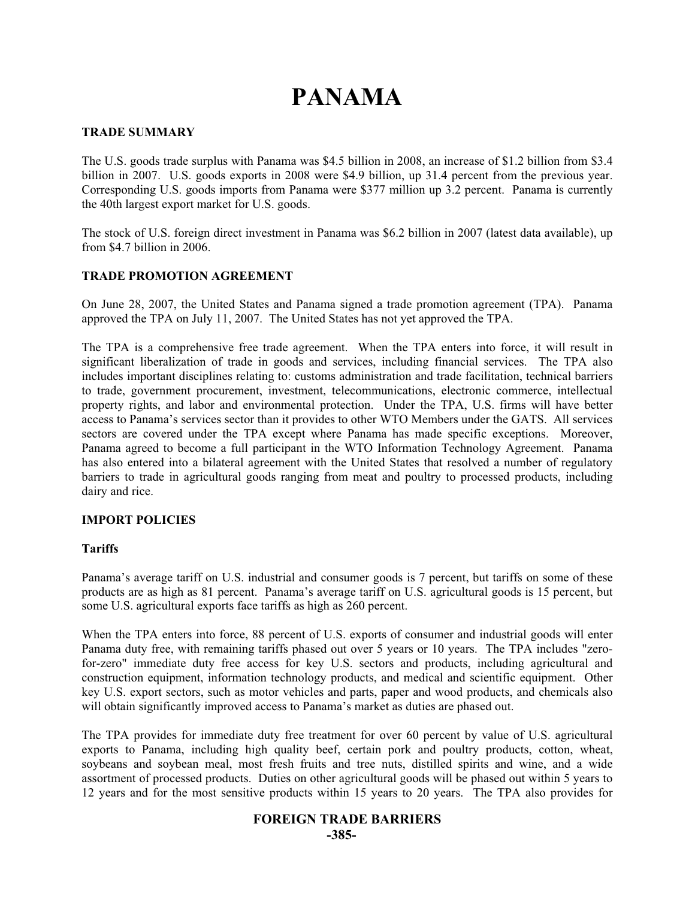# PANAMA

## TRADE SUMMARY

The U.S. goods trade surplus with Panama was $4.5 billion in 2008, an increase of $1.2 billion from $3.4 billion in 2007. U.S. goods exports in 2008 were $4.9 billion, up 31.4 percent from the previous year. Corresponding U.S. goods imports from Panama were $377 million up 3.2 percent. Panama is currently the 40th largest export market for U.S. goods.

The stock of U.S. foreign direct investment in Panama was $6.2 billion in 2007 (latest data available), up from $4.7 billion in 2006.

## TRADE PROMOTION AGREEMENT

On June 28, 2007, the United States and Panama signed a trade promotion agreement (TPA). Panama approved the TPA on July 11, 2007. The United States has not yet approved the TPA.

The TPA is a comprehensive free trade agreement. When the TPA enters into force, it will result in significant liberalization of trade in goods and services, including financial services. The TPA also includes important disciplines relating to: customs administration and trade facilitation, technical barriers to trade, government procurement, investment, telecommunications, electronic commerce, intellectual property rights, and labor and environmental protection. Under the TPA, U.S. firms will have better access to Panama's services sector than it provides to other WTO Members under the GATS. All services sectors are covered under the TPA except where Panama has made specific exceptions. Moreover, Panama agreed to become a full participant in the WTO Information Technology Agreement. Panama has also entered into a bilateral agreement with the United States that resolved a number of regulatory barriers to trade in agricultural goods ranging from meat and poultry to processed products, including dairy and rice.

## IMPORT POLICIES

### Tariffs

Panama's average tariff on U.S. industrial and consumer goods is 7 percent, but tariffs on some of these products are as high as 81 percent. Panama's average tariff on U.S. agricultural goods is 15 percent, but some U.S. agricultural exports face tariffs as high as 260 percent.

When the TPA enters into force, 88 percent of U.S. exports of consumer and industrial goods will enter Panama duty free, with remaining tariffs phased out over 5 years or 10 years. The TPA includes "zero-for-zero" immediate duty free access for key U.S. sectors and products, including agricultural and construction equipment, information technology products, and medical and scientific equipment. Other key U.S. export sectors, such as motor vehicles and parts, paper and wood products, and chemicals also will obtain significantly improved access to Panama's market as duties are phased out.

The TPA provides for immediate duty free treatment for over 60 percent by value of U.S. agricultural exports to Panama, including high quality beef, certain pork and poultry products, cotton, wheat, soybeans and soybean meal, most fresh fruits and tree nuts, distilled spirits and wine, and a wide assortment of processed products. Duties on other agricultural goods will be phased out within 5 years to 12 years and for the most sensitive products within 15 years to 20 years. The TPA also provides for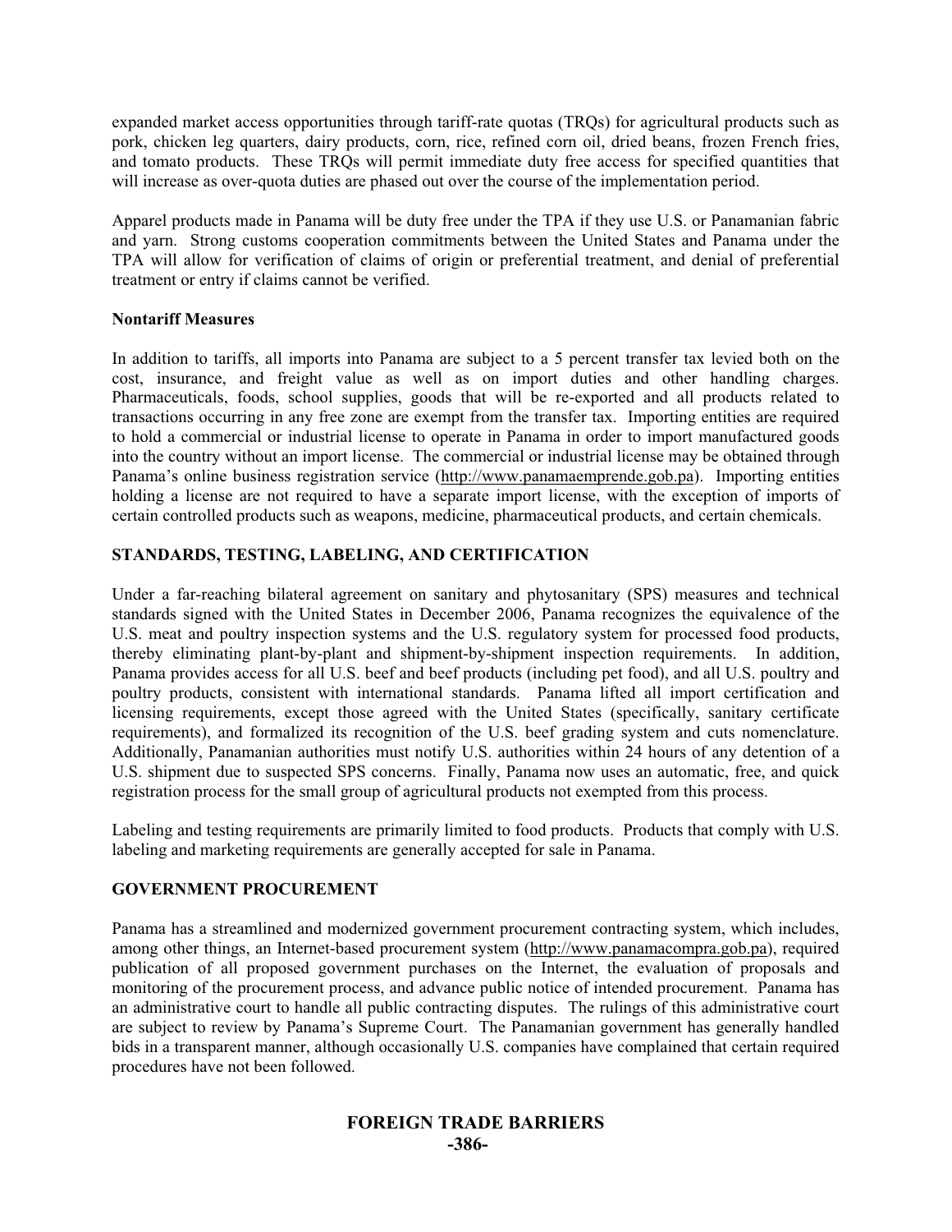expanded market access opportunities through tariff-rate quotas (TRQs) for agricultural products such as pork, chicken leg quarters, dairy products, corn, rice, refined corn oil, dried beans, frozen French fries, and tomato products. These TRQs will permit immediate duty free access for specified quantities that will increase as over-quota duties are phased out over the course of the implementation period.

Apparel products made in Panama will be duty free under the TPA if they use U.S. or Panamanian fabric and yarn. Strong customs cooperation commitments between the United States and Panama under the TPA will allow for verification of claims of origin or preferential treatment, and denial of preferential treatment or entry if claims cannot be verified.

**Nontariff Measures**

In addition to tariffs, all imports into Panama are subject to a 5 percent transfer tax levied both on the cost, insurance, and freight value as well as on import duties and other handling charges. Pharmaceuticals, foods, school supplies, goods that will be re-exported and all products related to transactions occurring in any free zone are exempt from the transfer tax. Importing entities are required to hold a commercial or industrial license to operate in Panama in order to import manufactured goods into the country without an import license. The commercial or industrial license may be obtained through Panama's online business registration service (http://www.panamaemprende.gob.pa). Importing entities holding a license are not required to have a separate import license, with the exception of imports of certain controlled products such as weapons, medicine, pharmaceutical products, and certain chemicals.

## STANDARDS, TESTING, LABELING, AND CERTIFICATION

Under a far-reaching bilateral agreement on sanitary and phytosanitary (SPS) measures and technical standards signed with the United States in December 2006, Panama recognizes the equivalence of the U.S. meat and poultry inspection systems and the U.S. regulatory system for processed food products, thereby eliminating plant-by-plant and shipment-by-shipment inspection requirements. In addition, Panama provides access for all U.S. beef and beef products (including pet food), and all U.S. poultry and poultry products, consistent with international standards. Panama lifted all import certification and licensing requirements, except those agreed with the United States (specifically, sanitary certificate requirements), and formalized its recognition of the U.S. beef grading system and cuts nomenclature. Additionally, Panamanian authorities must notify U.S. authorities within 24 hours of any detention of a U.S. shipment due to suspected SPS concerns. Finally, Panama now uses an automatic, free, and quick registration process for the small group of agricultural products not exempted from this process.

Labeling and testing requirements are primarily limited to food products. Products that comply with U.S. labeling and marketing requirements are generally accepted for sale in Panama.

## GOVERNMENT PROCUREMENT

Panama has a streamlined and modernized government procurement contracting system, which includes, among other things, an Internet-based procurement system (http://www.panamacompra.gob.pa), required publication of all proposed government purchases on the Internet, the evaluation of proposals and monitoring of the procurement process, and advance public notice of intended procurement. Panama has an administrative court to handle all public contracting disputes. The rulings of this administrative court are subject to review by Panama's Supreme Court. The Panamanian government has generally handled bids in a transparent manner, although occasionally U.S. companies have complained that certain required procedures have not been followed.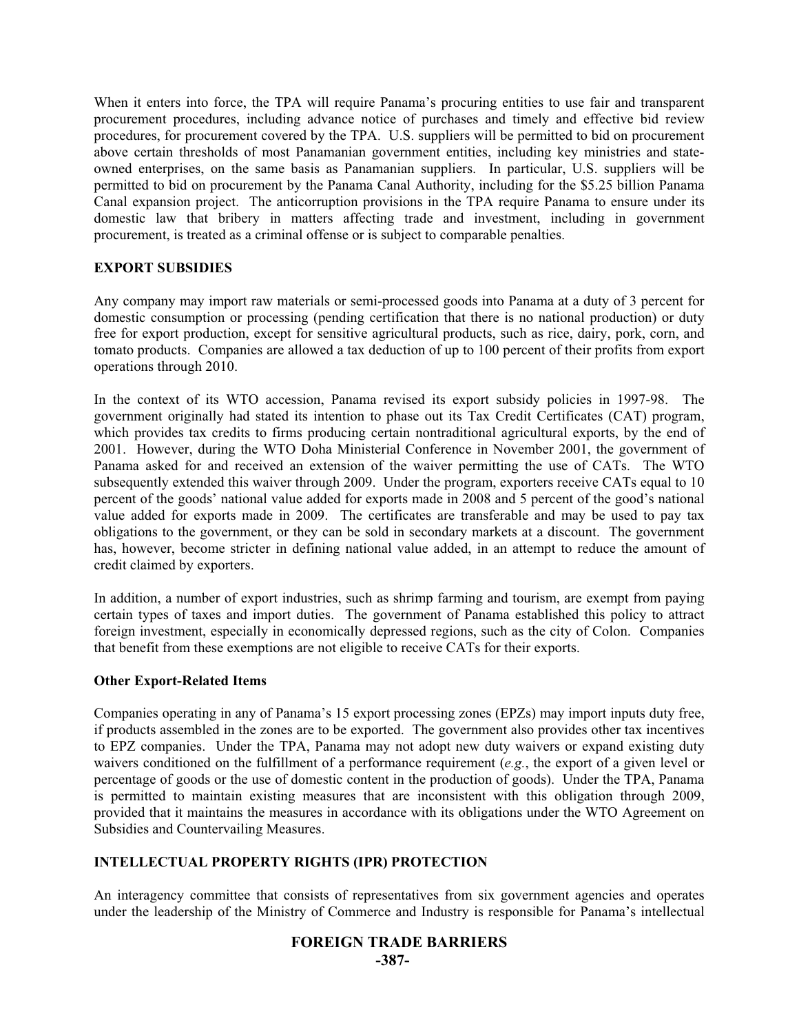When it enters into force, the TPA will require Panama's procuring entities to use fair and transparent procurement procedures, including advance notice of purchases and timely and effective bid review procedures, for procurement covered by the TPA. U.S. suppliers will be permitted to bid on procurement above certain thresholds of most Panamanian government entities, including key ministries and state-owned enterprises, on the same basis as Panamanian suppliers. In particular, U.S. suppliers will be permitted to bid on procurement by the Panama Canal Authority, including for the $5.25 billion Panama Canal expansion project. The anticorruption provisions in the TPA require Panama to ensure under its domestic law that bribery in matters affecting trade and investment, including in government procurement, is treated as a criminal offense or is subject to comparable penalties.

## EXPORT SUBSIDIES

Any company may import raw materials or semi-processed goods into Panama at a duty of 3 percent for domestic consumption or processing (pending certification that there is no national production) or duty free for export production, except for sensitive agricultural products, such as rice, dairy, pork, corn, and tomato products. Companies are allowed a tax deduction of up to 100 percent of their profits from export operations through 2010.

In the context of its WTO accession, Panama revised its export subsidy policies in 1997-98. The government originally had stated its intention to phase out its Tax Credit Certificates (CAT) program, which provides tax credits to firms producing certain nontraditional agricultural exports, by the end of 2001. However, during the WTO Doha Ministerial Conference in November 2001, the government of Panama asked for and received an extension of the waiver permitting the use of CATs. The WTO subsequently extended this waiver through 2009. Under the program, exporters receive CATs equal to 10 percent of the goods' national value added for exports made in 2008 and 5 percent of the good's national value added for exports made in 2009. The certificates are transferable and may be used to pay tax obligations to the government, or they can be sold in secondary markets at a discount. The government has, however, become stricter in defining national value added, in an attempt to reduce the amount of credit claimed by exporters.

In addition, a number of export industries, such as shrimp farming and tourism, are exempt from paying certain types of taxes and import duties. The government of Panama established this policy to attract foreign investment, especially in economically depressed regions, such as the city of Colon. Companies that benefit from these exemptions are not eligible to receive CATs for their exports.

### Other Export-Related Items

Companies operating in any of Panama's 15 export processing zones (EPZs) may import inputs duty free, if products assembled in the zones are to be exported. The government also provides other tax incentives to EPZ companies. Under the TPA, Panama may not adopt new duty waivers or expand existing duty waivers conditioned on the fulfillment of a performance requirement (*e.g.*, the export of a given level or percentage of goods or the use of domestic content in the production of goods). Under the TPA, Panama is permitted to maintain existing measures that are inconsistent with this obligation through 2009, provided that it maintains the measures in accordance with its obligations under the WTO Agreement on Subsidies and Countervailing Measures.

## INTELLECTUAL PROPERTY RIGHTS (IPR) PROTECTION

An interagency committee that consists of representatives from six government agencies and operates under the leadership of the Ministry of Commerce and Industry is responsible for Panama's intellectual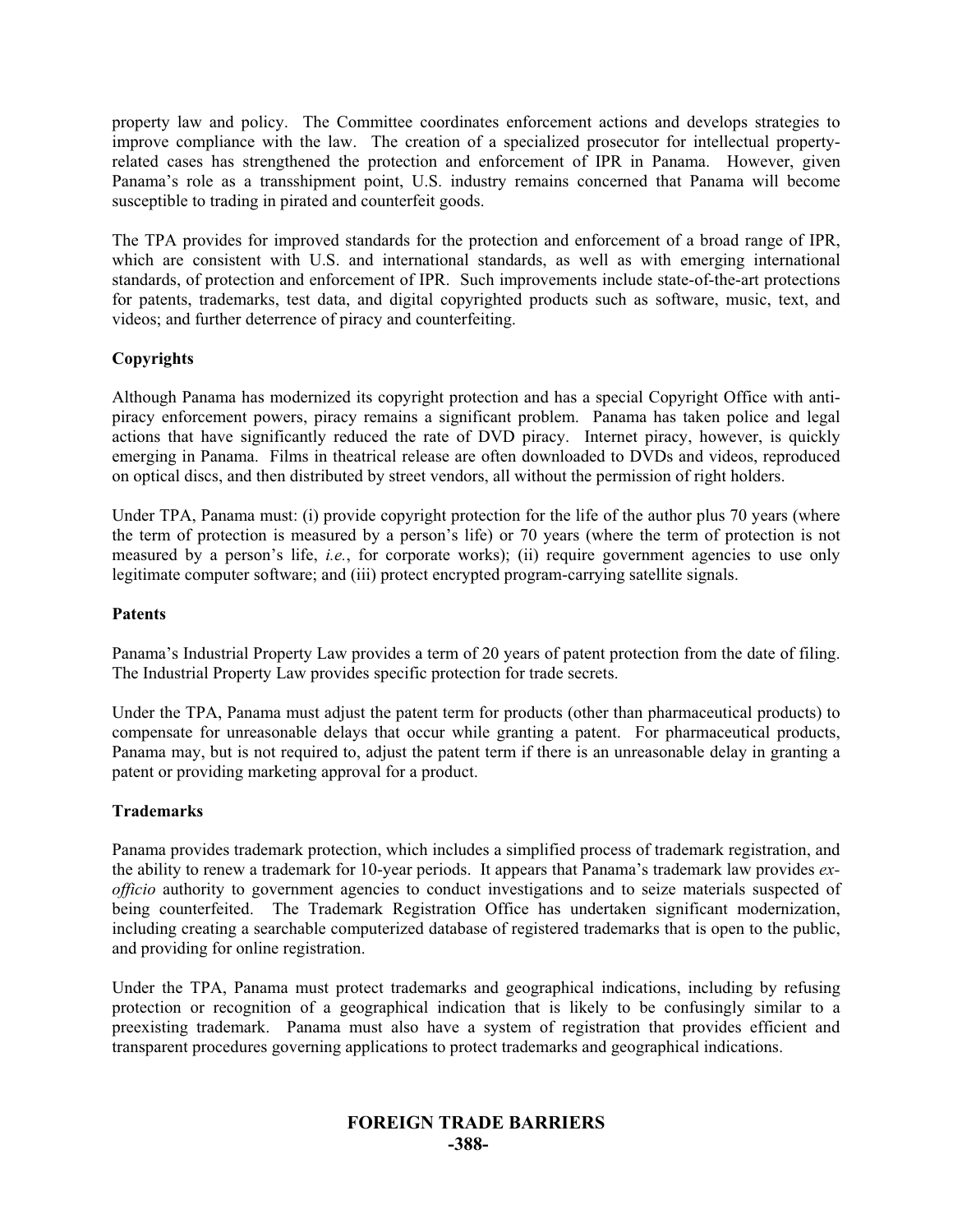property law and policy. The Committee coordinates enforcement actions and develops strategies to improve compliance with the law. The creation of a specialized prosecutor for intellectual property-related cases has strengthened the protection and enforcement of IPR in Panama. However, given Panama's role as a transshipment point, U.S. industry remains concerned that Panama will become susceptible to trading in pirated and counterfeit goods.

The TPA provides for improved standards for the protection and enforcement of a broad range of IPR, which are consistent with U.S. and international standards, as well as with emerging international standards, of protection and enforcement of IPR. Such improvements include state-of-the-art protections for patents, trademarks, test data, and digital copyrighted products such as software, music, text, and videos; and further deterrence of piracy and counterfeiting.

**Copyrights**

Although Panama has modernized its copyright protection and has a special Copyright Office with anti-piracy enforcement powers, piracy remains a significant problem. Panama has taken police and legal actions that have significantly reduced the rate of DVD piracy. Internet piracy, however, is quickly emerging in Panama. Films in theatrical release are often downloaded to DVDs and videos, reproduced on optical discs, and then distributed by street vendors, all without the permission of right holders.

Under TPA, Panama must: (i) provide copyright protection for the life of the author plus 70 years (where the term of protection is measured by a person's life) or 70 years (where the term of protection is not measured by a person's life, *i.e.*, for corporate works); (ii) require government agencies to use only legitimate computer software; and (iii) protect encrypted program-carrying satellite signals.

**Patents**

Panama's Industrial Property Law provides a term of 20 years of patent protection from the date of filing. The Industrial Property Law provides specific protection for trade secrets.

Under the TPA, Panama must adjust the patent term for products (other than pharmaceutical products) to compensate for unreasonable delays that occur while granting a patent. For pharmaceutical products, Panama may, but is not required to, adjust the patent term if there is an unreasonable delay in granting a patent or providing marketing approval for a product.

**Trademarks**

Panama provides trademark protection, which includes a simplified process of trademark registration, and the ability to renew a trademark for 10-year periods. It appears that Panama's trademark law provides *ex-officio* authority to government agencies to conduct investigations and to seize materials suspected of being counterfeited. The Trademark Registration Office has undertaken significant modernization, including creating a searchable computerized database of registered trademarks that is open to the public, and providing for online registration.

Under the TPA, Panama must protect trademarks and geographical indications, including by refusing protection or recognition of a geographical indication that is likely to be confusingly similar to a preexisting trademark. Panama must also have a system of registration that provides efficient and transparent procedures governing applications to protect trademarks and geographical indications.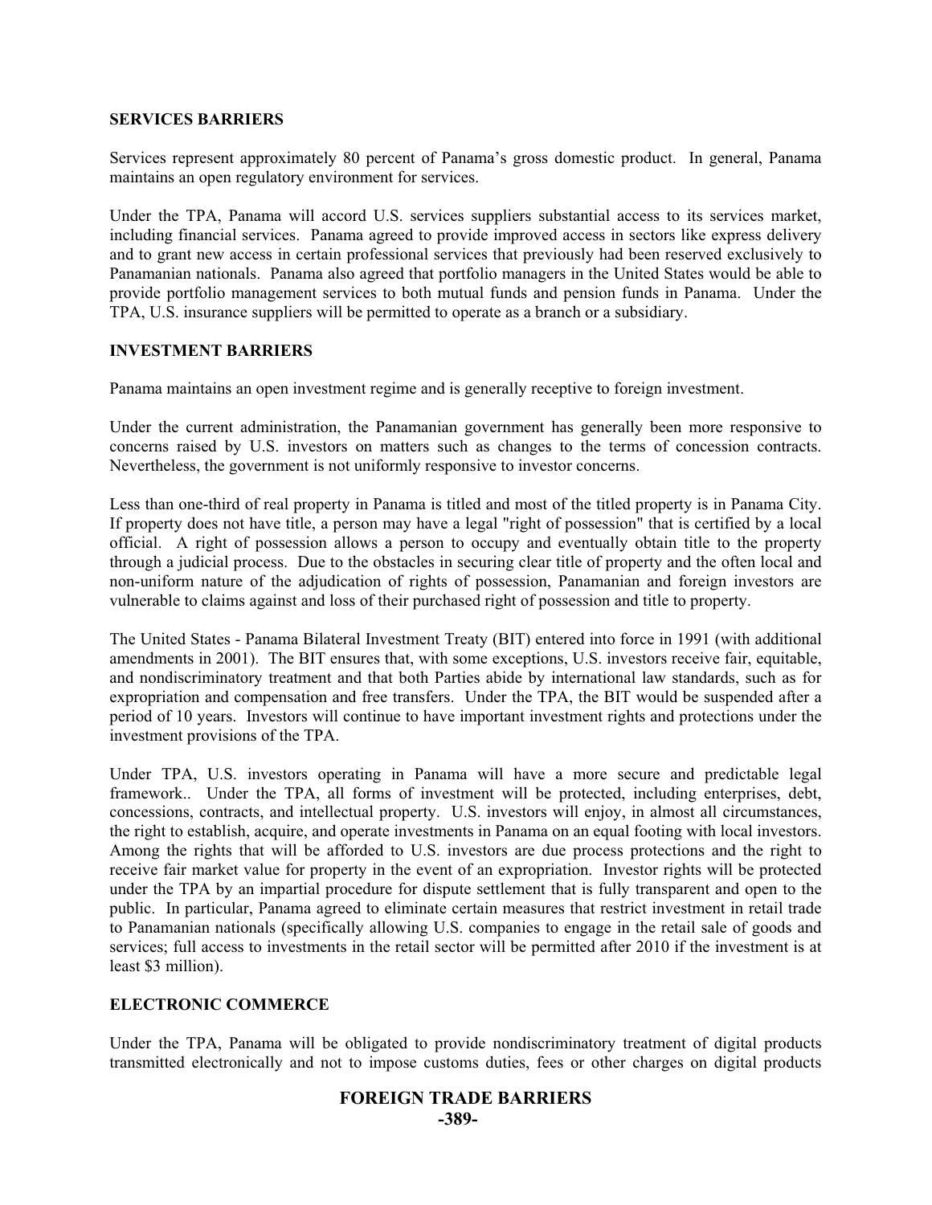**SERVICES BARRIERS**

Services represent approximately 80 percent of Panama's gross domestic product. In general, Panama maintains an open regulatory environment for services.

Under the TPA, Panama will accord U.S. services suppliers substantial access to its services market, including financial services. Panama agreed to provide improved access in sectors like express delivery and to grant new access in certain professional services that previously had been reserved exclusively to Panamanian nationals. Panama also agreed that portfolio managers in the United States would be able to provide portfolio management services to both mutual funds and pension funds in Panama. Under the TPA, U.S. insurance suppliers will be permitted to operate as a branch or a subsidiary.

**INVESTMENT BARRIERS**

Panama maintains an open investment regime and is generally receptive to foreign investment.

Under the current administration, the Panamanian government has generally been more responsive to concerns raised by U.S. investors on matters such as changes to the terms of concession contracts. Nevertheless, the government is not uniformly responsive to investor concerns.

Less than one-third of real property in Panama is titled and most of the titled property is in Panama City. If property does not have title, a person may have a legal "right of possession" that is certified by a local official. A right of possession allows a person to occupy and eventually obtain title to the property through a judicial process. Due to the obstacles in securing clear title of property and the often local and non-uniform nature of the adjudication of rights of possession, Panamanian and foreign investors are vulnerable to claims against and loss of their purchased right of possession and title to property.

The United States - Panama Bilateral Investment Treaty (BIT) entered into force in 1991 (with additional amendments in 2001). The BIT ensures that, with some exceptions, U.S. investors receive fair, equitable, and nondiscriminatory treatment and that both Parties abide by international law standards, such as for expropriation and compensation and free transfers. Under the TPA, the BIT would be suspended after a period of 10 years. Investors will continue to have important investment rights and protections under the investment provisions of the TPA.

Under TPA, U.S. investors operating in Panama will have a more secure and predictable legal framework.. Under the TPA, all forms of investment will be protected, including enterprises, debt, concessions, contracts, and intellectual property. U.S. investors will enjoy, in almost all circumstances, the right to establish, acquire, and operate investments in Panama on an equal footing with local investors. Among the rights that will be afforded to U.S. investors are due process protections and the right to receive fair market value for property in the event of an expropriation. Investor rights will be protected under the TPA by an impartial procedure for dispute settlement that is fully transparent and open to the public. In particular, Panama agreed to eliminate certain measures that restrict investment in retail trade to Panamanian nationals (specifically allowing U.S. companies to engage in the retail sale of goods and services; full access to investments in the retail sector will be permitted after 2010 if the investment is at least $3 million).

**ELECTRONIC COMMERCE**

Under the TPA, Panama will be obligated to provide nondiscriminatory treatment of digital products transmitted electronically and not to impose customs duties, fees or other charges on digital products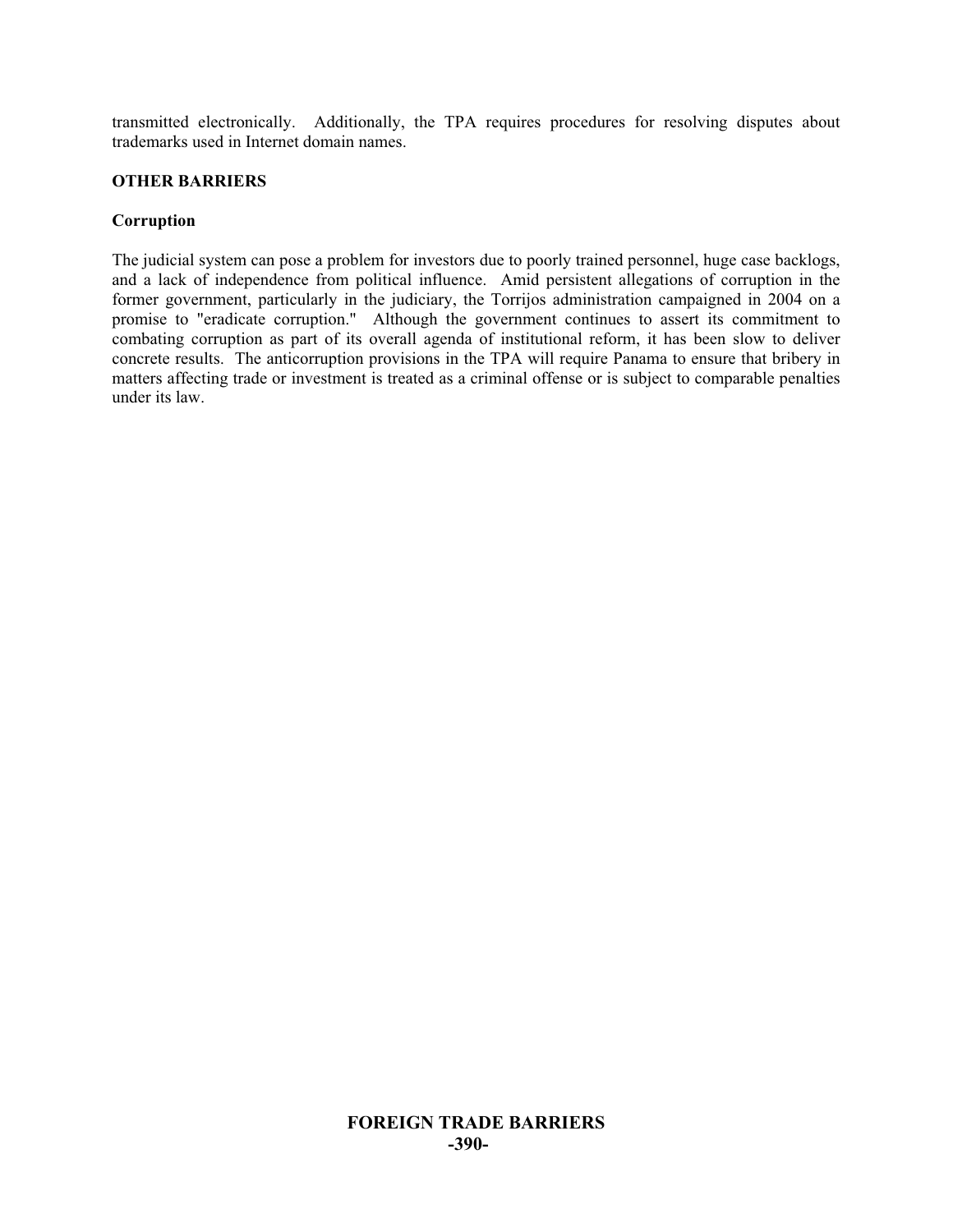transmitted electronically. Additionally, the TPA requires procedures for resolving disputes about trademarks used in Internet domain names.

## OTHER BARRIERS

### Corruption

The judicial system can pose a problem for investors due to poorly trained personnel, huge case backlogs, and a lack of independence from political influence. Amid persistent allegations of corruption in the former government, particularly in the judiciary, the Torrijos administration campaigned in 2004 on a promise to "eradicate corruption." Although the government continues to assert its commitment to combating corruption as part of its overall agenda of institutional reform, it has been slow to deliver concrete results. The anticorruption provisions in the TPA will require Panama to ensure that bribery in matters affecting trade or investment is treated as a criminal offense or is subject to comparable penalties under its law.